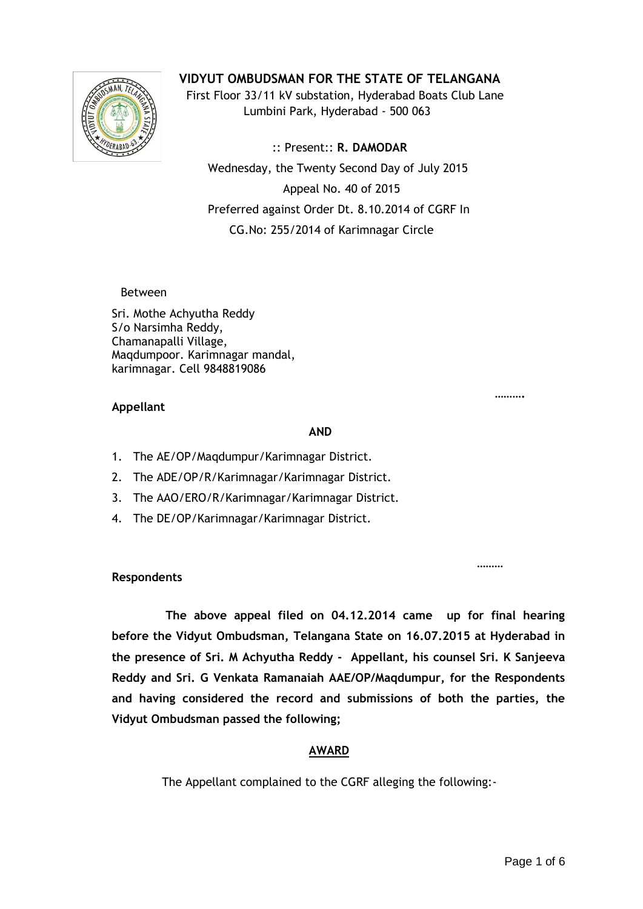# VIDYUT OMBUDSMAN FOR THE STATE OF TELANGANA

First Floor 33/11 kV substation, Hyderabad Boats Club Lane
Lumbini Park, Hyderabad - 500 063

:: Present:: **R. DAMODAR**

Wednesday, the Twenty Second Day of July 2015

Appeal No. 40 of 2015

Preferred against Order Dt. 8.10.2014 of CGRF In
CG.No: 255/2014 of Karimnagar Circle

Between

Sri. Mothe Achyutha Reddy
S/o Narsimha Reddy,
Chamanapalli Village,
Maqdumpoor. Karimnagar mandal,
karimnagar. Cell 9848819086

……….

**Appellant**

**AND**

1. The AE/OP/Maqdumpur/Karimnagar District.
2. The ADE/OP/R/Karimnagar/Karimnagar District.
3. The AAO/ERO/R/Karimnagar/Karimnagar District.
4. The DE/OP/Karimnagar/Karimnagar District.

………

**Respondents**

**The above appeal filed on 04.12.2014 came up for final hearing before the Vidyut Ombudsman, Telangana State on 16.07.2015 at Hyderabad in the presence of Sri. M Achyutha Reddy - Appellant, his counsel Sri. K Sanjeeva Reddy and Sri. G Venkata Ramanaiah AAE/OP/Maqdumpur, for the Respondents and having considered the record and submissions of both the parties, the Vidyut Ombudsman passed the following;**

## AWARD

The Appellant complained to the CGRF alleging the following:-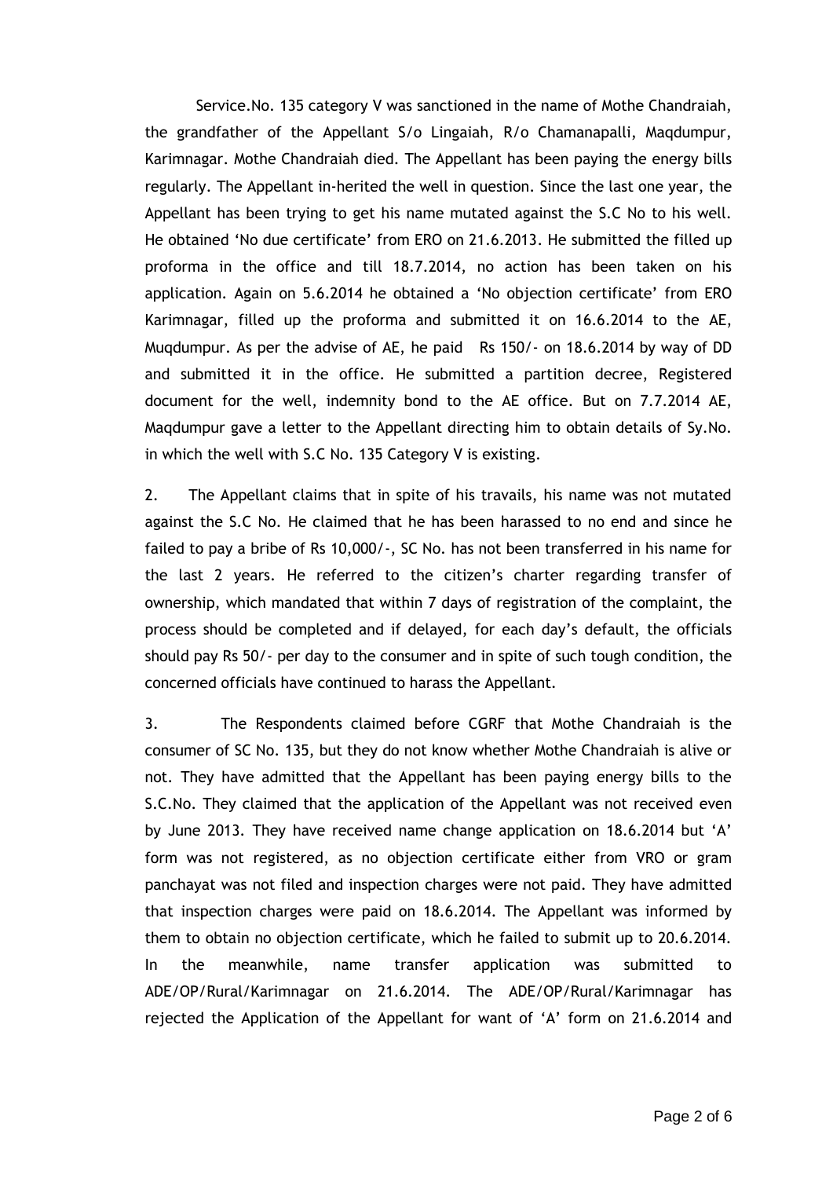Service.No. 135 category V was sanctioned in the name of Mothe Chandraiah, the grandfather of the Appellant S/o Lingaiah, R/o Chamanapalli, Maqdumpur, Karimnagar. Mothe Chandraiah died. The Appellant has been paying the energy bills regularly. The Appellant in-herited the well in question. Since the last one year, the Appellant has been trying to get his name mutated against the S.C No to his well. He obtained 'No due certificate' from ERO on 21.6.2013. He submitted the filled up proforma in the office and till 18.7.2014, no action has been taken on his application. Again on 5.6.2014 he obtained a 'No objection certificate' from ERO Karimnagar, filled up the proforma and submitted it on 16.6.2014 to the AE, Muqdumpur. As per the advise of AE, he paid  Rs 150/- on 18.6.2014 by way of DD and submitted it in the office. He submitted a partition decree, Registered document for the well, indemnity bond to the AE office. But on 7.7.2014 AE, Maqdumpur gave a letter to the Appellant directing him to obtain details of Sy.No. in which the well with S.C No. 135 Category V is existing.

2. The Appellant claims that in spite of his travails, his name was not mutated against the S.C No. He claimed that he has been harassed to no end and since he failed to pay a bribe of Rs 10,000/-, SC No. has not been transferred in his name for the last 2 years. He referred to the citizen's charter regarding transfer of ownership, which mandated that within 7 days of registration of the complaint, the process should be completed and if delayed, for each day's default, the officials should pay Rs 50/- per day to the consumer and in spite of such tough condition, the concerned officials have continued to harass the Appellant.

3. The Respondents claimed before CGRF that Mothe Chandraiah is the consumer of SC No. 135, but they do not know whether Mothe Chandraiah is alive or not. They have admitted that the Appellant has been paying energy bills to the S.C.No. They claimed that the application of the Appellant was not received even by June 2013. They have received name change application on 18.6.2014 but 'A' form was not registered, as no objection certificate either from VRO or gram panchayat was not filed and inspection charges were not paid. They have admitted that inspection charges were paid on 18.6.2014. The Appellant was informed by them to obtain no objection certificate, which he failed to submit up to 20.6.2014. In the meanwhile, name transfer application was submitted to ADE/OP/Rural/Karimnagar on 21.6.2014. The ADE/OP/Rural/Karimnagar has rejected the Application of the Appellant for want of 'A' form on 21.6.2014 and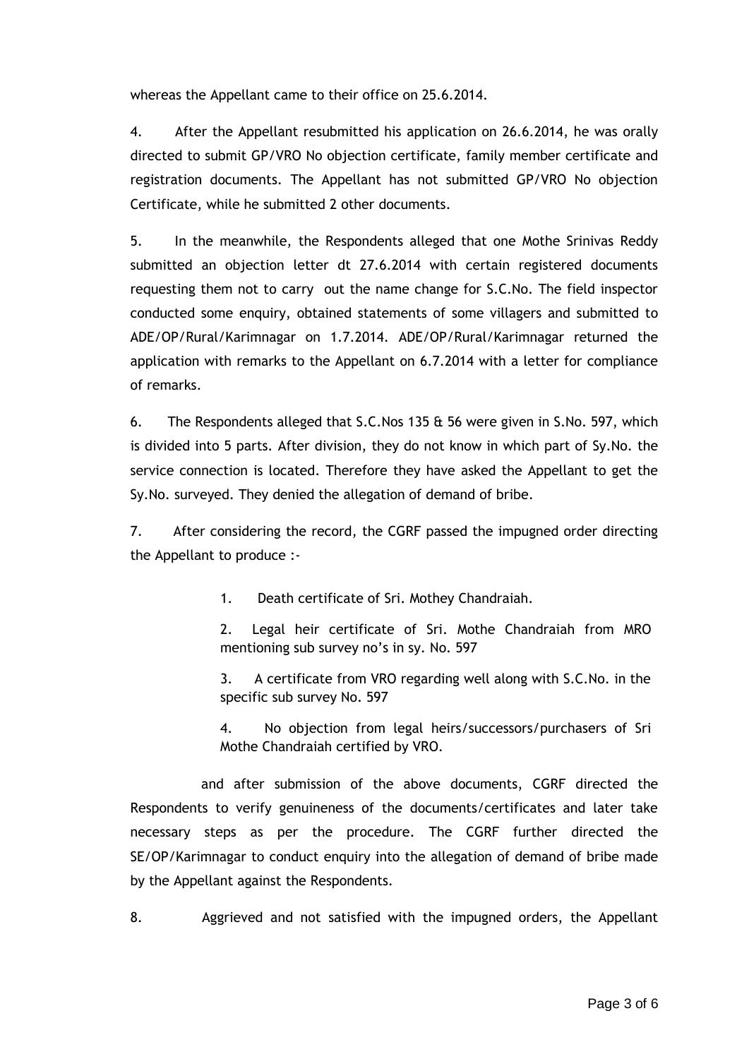whereas the Appellant came to their office on 25.6.2014.

4. After the Appellant resubmitted his application on 26.6.2014, he was orally directed to submit GP/VRO No objection certificate, family member certificate and registration documents. The Appellant has not submitted GP/VRO No objection Certificate, while he submitted 2 other documents.

5. In the meanwhile, the Respondents alleged that one Mothe Srinivas Reddy submitted an objection letter dt 27.6.2014 with certain registered documents requesting them not to carry out the name change for S.C.No. The field inspector conducted some enquiry, obtained statements of some villagers and submitted to ADE/OP/Rural/Karimnagar on 1.7.2014. ADE/OP/Rural/Karimnagar returned the application with remarks to the Appellant on 6.7.2014 with a letter for compliance of remarks.

6. The Respondents alleged that S.C.Nos 135 & 56 were given in S.No. 597, which is divided into 5 parts. After division, they do not know in which part of Sy.No. the service connection is located. Therefore they have asked the Appellant to get the Sy.No. surveyed. They denied the allegation of demand of bribe.

7. After considering the record, the CGRF passed the impugned order directing the Appellant to produce :-

> 1. Death certificate of Sri. Mothey Chandraiah.
>
> 2. Legal heir certificate of Sri. Mothe Chandraiah from MRO mentioning sub survey no's in sy. No. 597
>
> 3. A certificate from VRO regarding well along with S.C.No. in the specific sub survey No. 597
>
> 4. No objection from legal heirs/successors/purchasers of Sri Mothe Chandraiah certified by VRO.

and after submission of the above documents, CGRF directed the Respondents to verify genuineness of the documents/certificates and later take necessary steps as per the procedure. The CGRF further directed the SE/OP/Karimnagar to conduct enquiry into the allegation of demand of bribe made by the Appellant against the Respondents.

8. Aggrieved and not satisfied with the impugned orders, the Appellant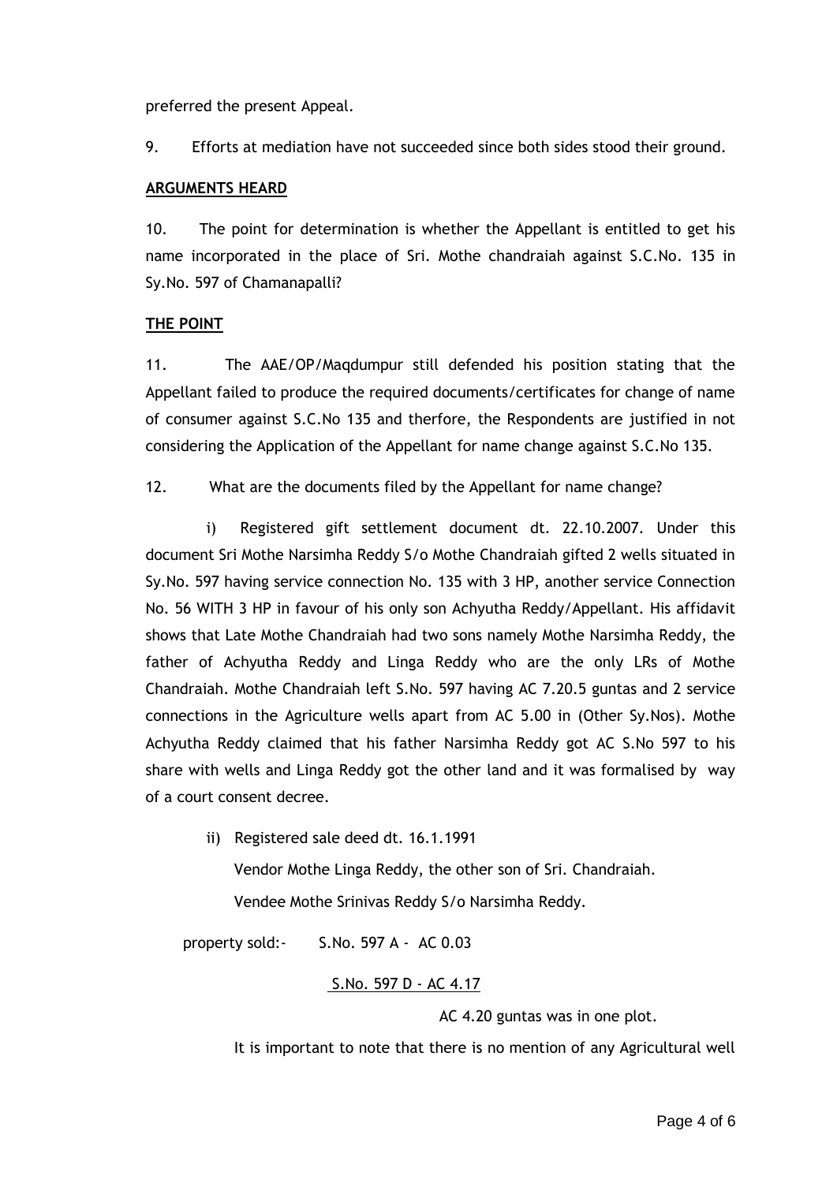preferred the present Appeal.

9. Efforts at mediation have not succeeded since both sides stood their ground.

**ARGUMENTS HEARD**

10. The point for determination is whether the Appellant is entitled to get his name incorporated in the place of Sri. Mothe chandraiah against S.C.No. 135 in Sy.No. 597 of Chamanapalli?

**THE POINT**

11. The AAE/OP/Maqdumpur still defended his position stating that the Appellant failed to produce the required documents/certificates for change of name of consumer against S.C.No 135 and therfore, the Respondents are justified in not considering the Application of the Appellant for name change against S.C.No 135.

12. What are the documents filed by the Appellant for name change?

i) Registered gift settlement document dt. 22.10.2007. Under this document Sri Mothe Narsimha Reddy S/o Mothe Chandraiah gifted 2 wells situated in Sy.No. 597 having service connection No. 135 with 3 HP, another service Connection No. 56 WITH 3 HP in favour of his only son Achyutha Reddy/Appellant. His affidavit shows that Late Mothe Chandraiah had two sons namely Mothe Narsimha Reddy, the father of Achyutha Reddy and Linga Reddy who are the only LRs of Mothe Chandraiah. Mothe Chandraiah left S.No. 597 having AC 7.20.5 guntas and 2 service connections in the Agriculture wells apart from AC 5.00 in (Other Sy.Nos). Mothe Achyutha Reddy claimed that his father Narsimha Reddy got AC S.No 597 to his share with wells and Linga Reddy got the other land and it was formalised by way of a court consent decree.

ii) Registered sale deed dt. 16.1.1991

Vendor Mothe Linga Reddy, the other son of Sri. Chandraiah.

Vendee Mothe Srinivas Reddy S/o Narsimha Reddy.

property sold:- S.No. 597 A - AC 0.03

<u>S.No. 597 D - AC 4.17</u>

AC 4.20 guntas was in one plot.

It is important to note that there is no mention of any Agricultural well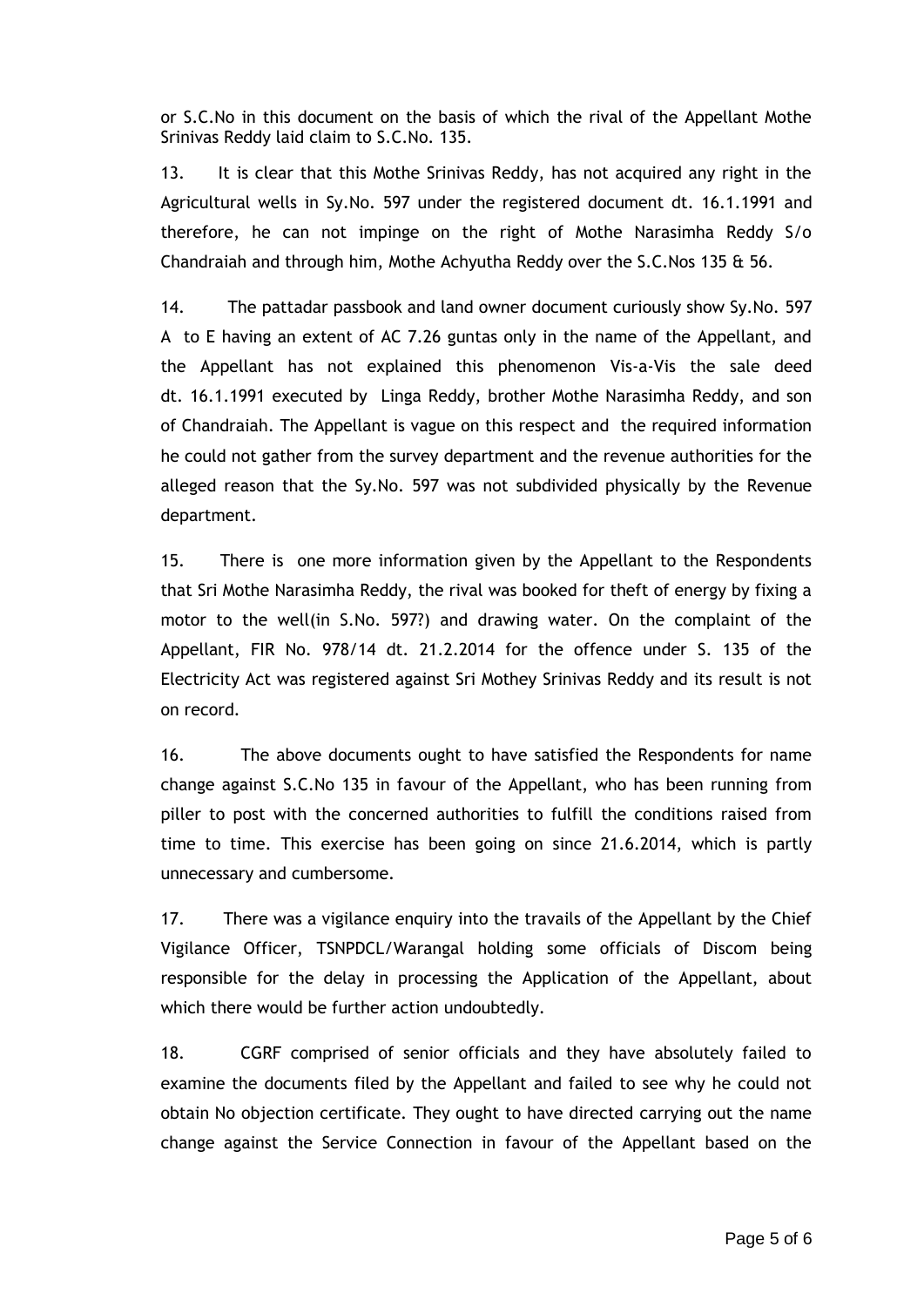or S.C.No in this document on the basis of which the rival of the Appellant Mothe Srinivas Reddy laid claim to S.C.No. 135.

13. It is clear that this Mothe Srinivas Reddy, has not acquired any right in the Agricultural wells in Sy.No. 597 under the registered document dt. 16.1.1991 and therefore, he can not impinge on the right of Mothe Narasimha Reddy S/o Chandraiah and through him, Mothe Achyutha Reddy over the S.C.Nos 135 & 56.

14. The pattadar passbook and land owner document curiously show Sy.No. 597 A to E having an extent of AC 7.26 guntas only in the name of the Appellant, and the Appellant has not explained this phenomenon Vis-a-Vis the sale deed dt. 16.1.1991 executed by Linga Reddy, brother Mothe Narasimha Reddy, and son of Chandraiah. The Appellant is vague on this respect and the required information he could not gather from the survey department and the revenue authorities for the alleged reason that the Sy.No. 597 was not subdivided physically by the Revenue department.

15. There is one more information given by the Appellant to the Respondents that Sri Mothe Narasimha Reddy, the rival was booked for theft of energy by fixing a motor to the well(in S.No. 597?) and drawing water. On the complaint of the Appellant, FIR No. 978/14 dt. 21.2.2014 for the offence under S. 135 of the Electricity Act was registered against Sri Mothey Srinivas Reddy and its result is not on record.

16. The above documents ought to have satisfied the Respondents for name change against S.C.No 135 in favour of the Appellant, who has been running from piller to post with the concerned authorities to fulfill the conditions raised from time to time. This exercise has been going on since 21.6.2014, which is partly unnecessary and cumbersome.

17. There was a vigilance enquiry into the travails of the Appellant by the Chief Vigilance Officer, TSNPDCL/Warangal holding some officials of Discom being responsible for the delay in processing the Application of the Appellant, about which there would be further action undoubtedly.

18. CGRF comprised of senior officials and they have absolutely failed to examine the documents filed by the Appellant and failed to see why he could not obtain No objection certificate. They ought to have directed carrying out the name change against the Service Connection in favour of the Appellant based on the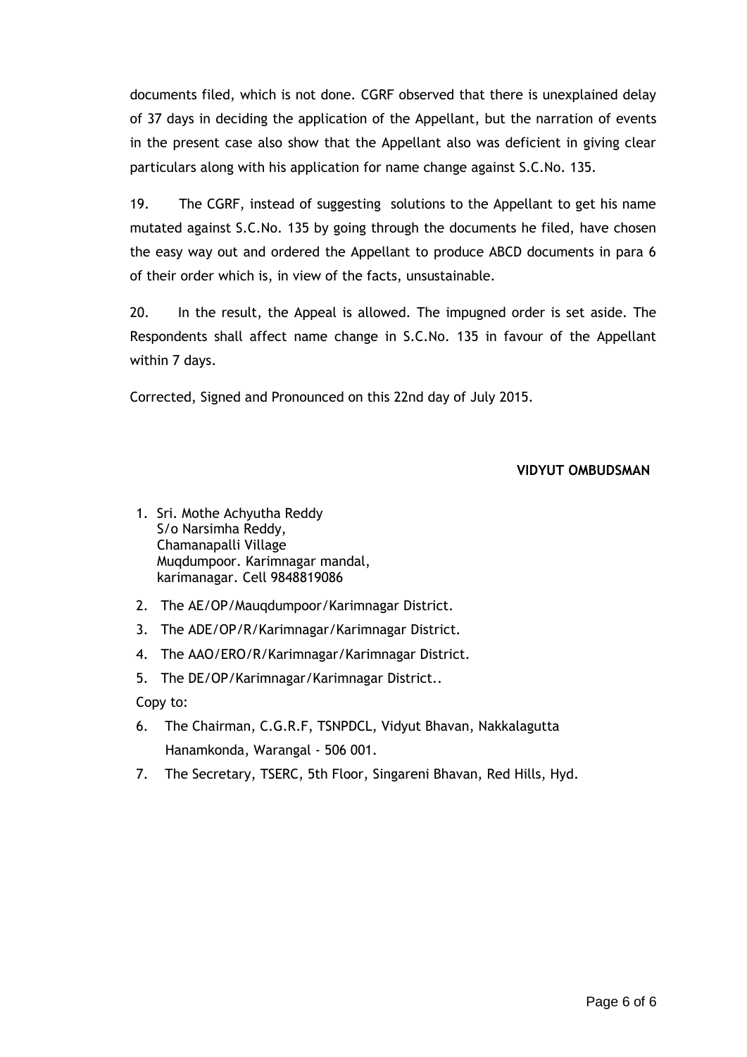documents filed, which is not done. CGRF observed that there is unexplained delay of 37 days in deciding the application of the Appellant, but the narration of events in the present case also show that the Appellant also was deficient in giving clear particulars along with his application for name change against S.C.No. 135.

19. The CGRF, instead of suggesting solutions to the Appellant to get his name mutated against S.C.No. 135 by going through the documents he filed, have chosen the easy way out and ordered the Appellant to produce ABCD documents in para 6 of their order which is, in view of the facts, unsustainable.

20. In the result, the Appeal is allowed. The impugned order is set aside. The Respondents shall affect name change in S.C.No. 135 in favour of the Appellant within 7 days.

Corrected, Signed and Pronounced on this 22nd day of July 2015.

**VIDYUT OMBUDSMAN**

1. Sri. Mothe Achyutha Reddy
   S/o Narsimha Reddy,
   Chamanapalli Village
   Muqdumpoor. Karimnagar mandal,
   karimanagar. Cell 9848819086
2. The AE/OP/Mauqdumpoor/Karimnagar District.
3. The ADE/OP/R/Karimnagar/Karimnagar District.
4. The AAO/ERO/R/Karimnagar/Karimnagar District.
5. The DE/OP/Karimnagar/Karimnagar District..

Copy to:

6. The Chairman, C.G.R.F, TSNPDCL, Vidyut Bhavan, Nakkalagutta
   Hanamkonda, Warangal - 506 001.
7. The Secretary, TSERC, 5th Floor, Singareni Bhavan, Red Hills, Hyd.